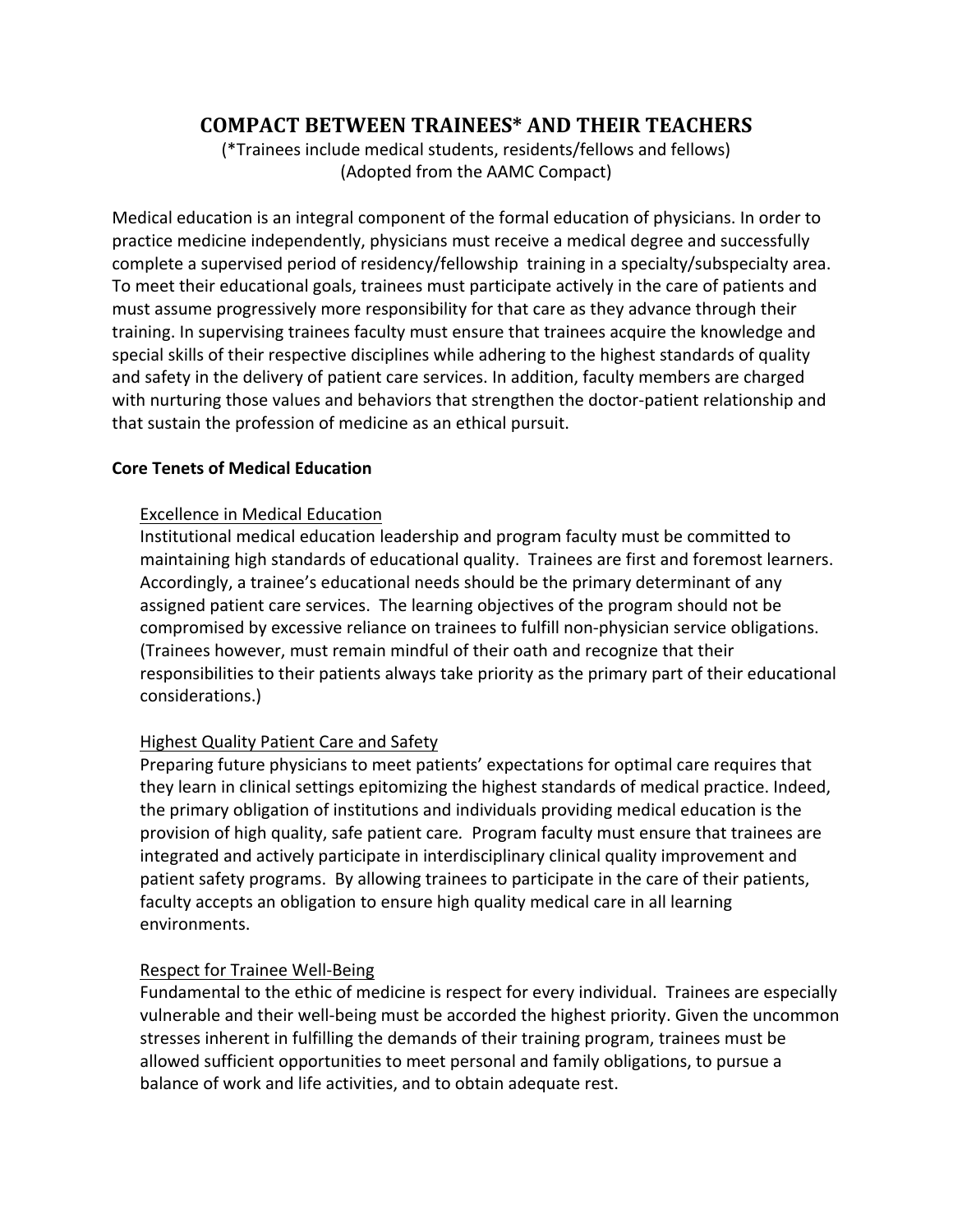# COMPACT BETWEEN TRAINEES* AND THEIR TEACHERS

(*Trainees include medical students, residents/fellows and fellows)
(Adopted from the AAMC Compact)

Medical education is an integral component of the formal education of physicians. In order to practice medicine independently, physicians must receive a medical degree and successfully complete a supervised period of residency/fellowship training in a specialty/subspecialty area. To meet their educational goals, trainees must participate actively in the care of patients and must assume progressively more responsibility for that care as they advance through their training. In supervising trainees faculty must ensure that trainees acquire the knowledge and special skills of their respective disciplines while adhering to the highest standards of quality and safety in the delivery of patient care services. In addition, faculty members are charged with nurturing those values and behaviors that strengthen the doctor-patient relationship and that sustain the profession of medicine as an ethical pursuit.

## Core Tenets of Medical Education

### Excellence in Medical Education

Institutional medical education leadership and program faculty must be committed to maintaining high standards of educational quality. Trainees are first and foremost learners. Accordingly, a trainee's educational needs should be the primary determinant of any assigned patient care services. The learning objectives of the program should not be compromised by excessive reliance on trainees to fulfill non-physician service obligations. (Trainees however, must remain mindful of their oath and recognize that their responsibilities to their patients always take priority as the primary part of their educational considerations.)

### Highest Quality Patient Care and Safety

Preparing future physicians to meet patients' expectations for optimal care requires that they learn in clinical settings epitomizing the highest standards of medical practice. Indeed, the primary obligation of institutions and individuals providing medical education is the provision of high quality, safe patient care. Program faculty must ensure that trainees are integrated and actively participate in interdisciplinary clinical quality improvement and patient safety programs. By allowing trainees to participate in the care of their patients, faculty accepts an obligation to ensure high quality medical care in all learning environments.

### Respect for Trainee Well-Being

Fundamental to the ethic of medicine is respect for every individual. Trainees are especially vulnerable and their well-being must be accorded the highest priority. Given the uncommon stresses inherent in fulfilling the demands of their training program, trainees must be allowed sufficient opportunities to meet personal and family obligations, to pursue a balance of work and life activities, and to obtain adequate rest.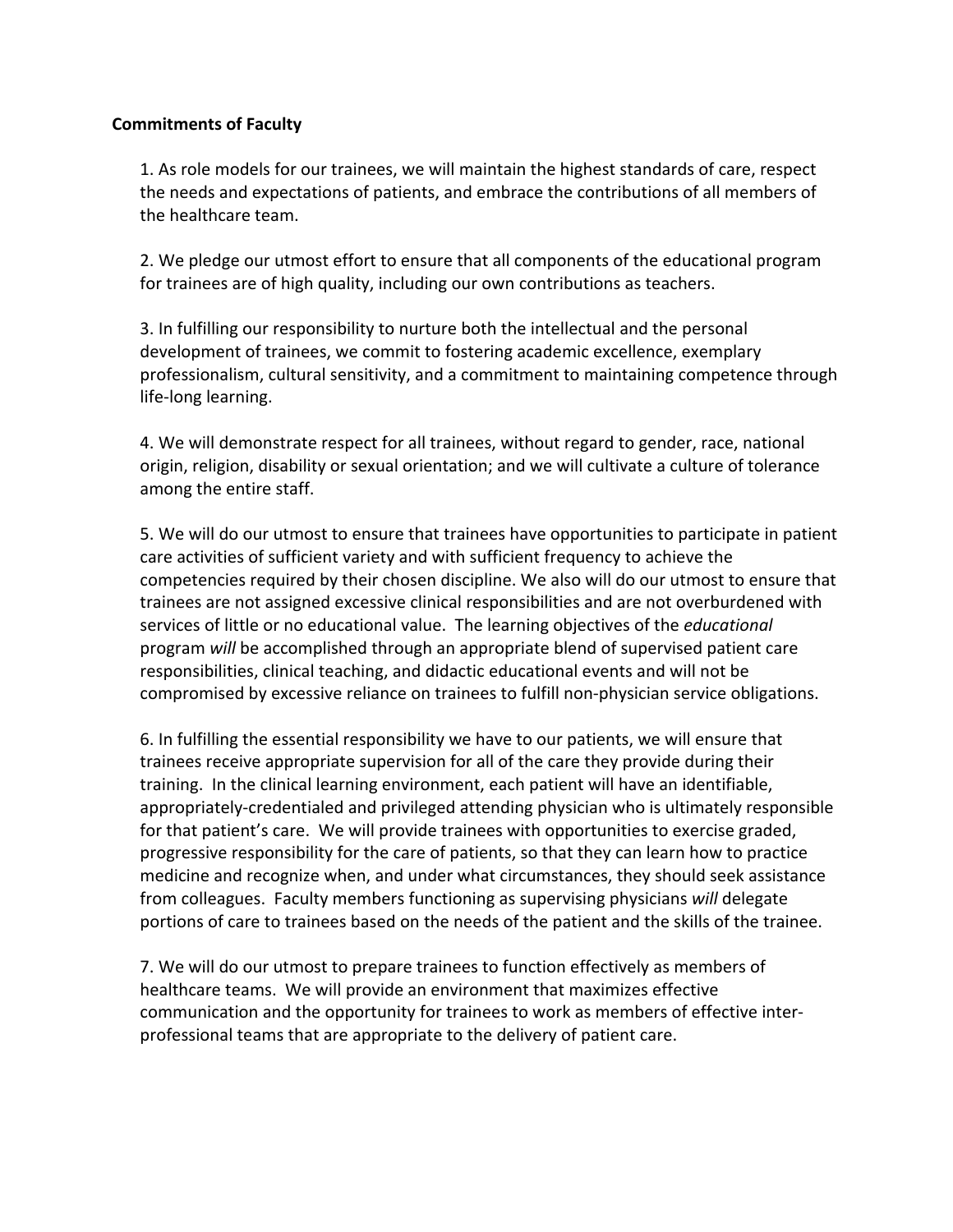**Commitments of Faculty**

1. As role models for our trainees, we will maintain the highest standards of care, respect the needs and expectations of patients, and embrace the contributions of all members of the healthcare team.

2. We pledge our utmost effort to ensure that all components of the educational program for trainees are of high quality, including our own contributions as teachers.

3. In fulfilling our responsibility to nurture both the intellectual and the personal development of trainees, we commit to fostering academic excellence, exemplary professionalism, cultural sensitivity, and a commitment to maintaining competence through life-long learning.

4. We will demonstrate respect for all trainees, without regard to gender, race, national origin, religion, disability or sexual orientation; and we will cultivate a culture of tolerance among the entire staff.

5. We will do our utmost to ensure that trainees have opportunities to participate in patient care activities of sufficient variety and with sufficient frequency to achieve the competencies required by their chosen discipline. We also will do our utmost to ensure that trainees are not assigned excessive clinical responsibilities and are not overburdened with services of little or no educational value. The learning objectives of the *educational* program *will* be accomplished through an appropriate blend of supervised patient care responsibilities, clinical teaching, and didactic educational events and will not be compromised by excessive reliance on trainees to fulfill non-physician service obligations.

6. In fulfilling the essential responsibility we have to our patients, we will ensure that trainees receive appropriate supervision for all of the care they provide during their training. In the clinical learning environment, each patient will have an identifiable, appropriately-credentialed and privileged attending physician who is ultimately responsible for that patient's care. We will provide trainees with opportunities to exercise graded, progressive responsibility for the care of patients, so that they can learn how to practice medicine and recognize when, and under what circumstances, they should seek assistance from colleagues. Faculty members functioning as supervising physicians *will* delegate portions of care to trainees based on the needs of the patient and the skills of the trainee.

7. We will do our utmost to prepare trainees to function effectively as members of healthcare teams. We will provide an environment that maximizes effective communication and the opportunity for trainees to work as members of effective inter-professional teams that are appropriate to the delivery of patient care.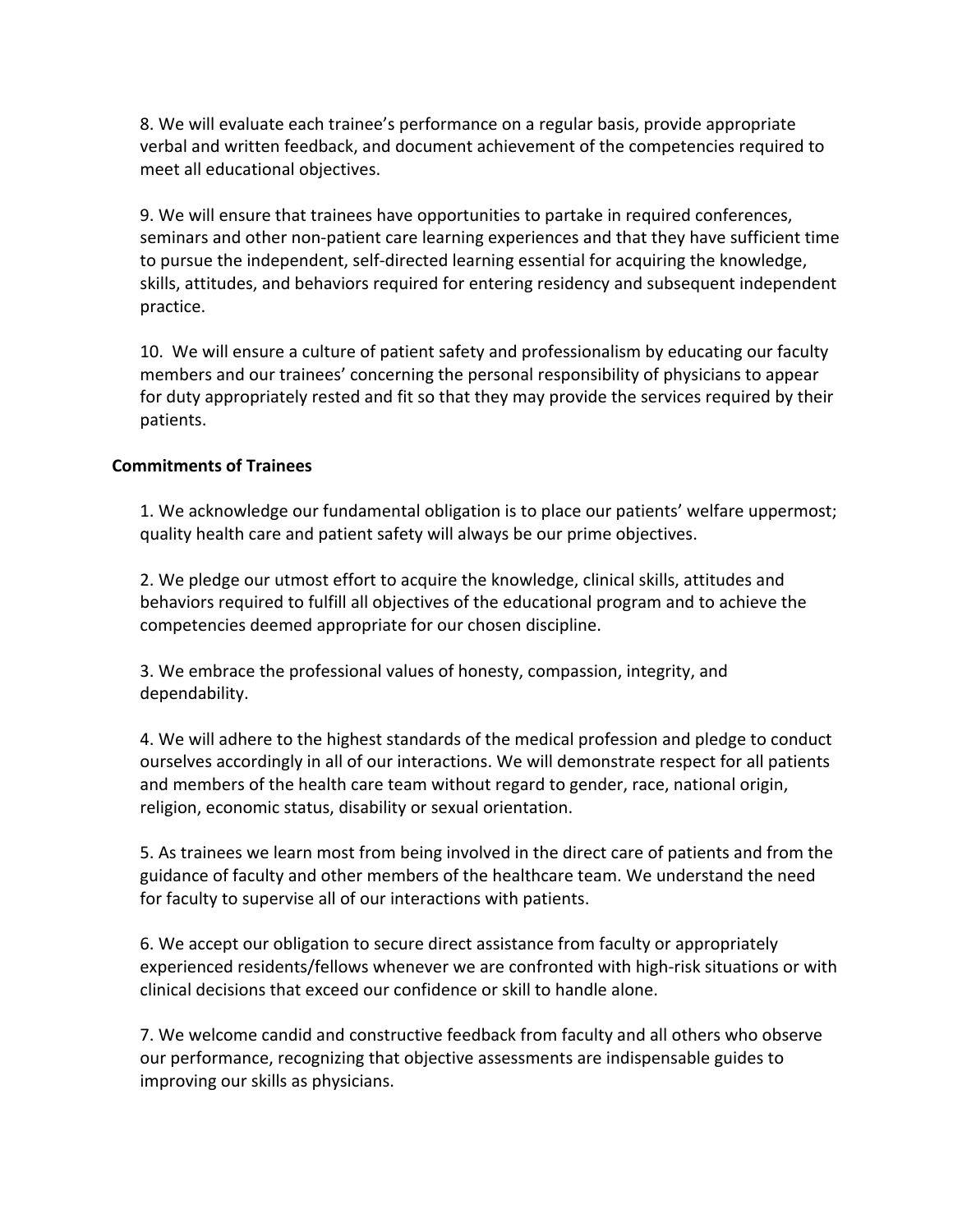8. We will evaluate each trainee's performance on a regular basis, provide appropriate verbal and written feedback, and document achievement of the competencies required to meet all educational objectives.

9. We will ensure that trainees have opportunities to partake in required conferences, seminars and other non-patient care learning experiences and that they have sufficient time to pursue the independent, self-directed learning essential for acquiring the knowledge, skills, attitudes, and behaviors required for entering residency and subsequent independent practice.

10. We will ensure a culture of patient safety and professionalism by educating our faculty members and our trainees' concerning the personal responsibility of physicians to appear for duty appropriately rested and fit so that they may provide the services required by their patients.

**Commitments of Trainees**

1. We acknowledge our fundamental obligation is to place our patients' welfare uppermost; quality health care and patient safety will always be our prime objectives.

2. We pledge our utmost effort to acquire the knowledge, clinical skills, attitudes and behaviors required to fulfill all objectives of the educational program and to achieve the competencies deemed appropriate for our chosen discipline.

3. We embrace the professional values of honesty, compassion, integrity, and dependability.

4. We will adhere to the highest standards of the medical profession and pledge to conduct ourselves accordingly in all of our interactions. We will demonstrate respect for all patients and members of the health care team without regard to gender, race, national origin, religion, economic status, disability or sexual orientation.

5. As trainees we learn most from being involved in the direct care of patients and from the guidance of faculty and other members of the healthcare team. We understand the need for faculty to supervise all of our interactions with patients.

6. We accept our obligation to secure direct assistance from faculty or appropriately experienced residents/fellows whenever we are confronted with high-risk situations or with clinical decisions that exceed our confidence or skill to handle alone.

7. We welcome candid and constructive feedback from faculty and all others who observe our performance, recognizing that objective assessments are indispensable guides to improving our skills as physicians.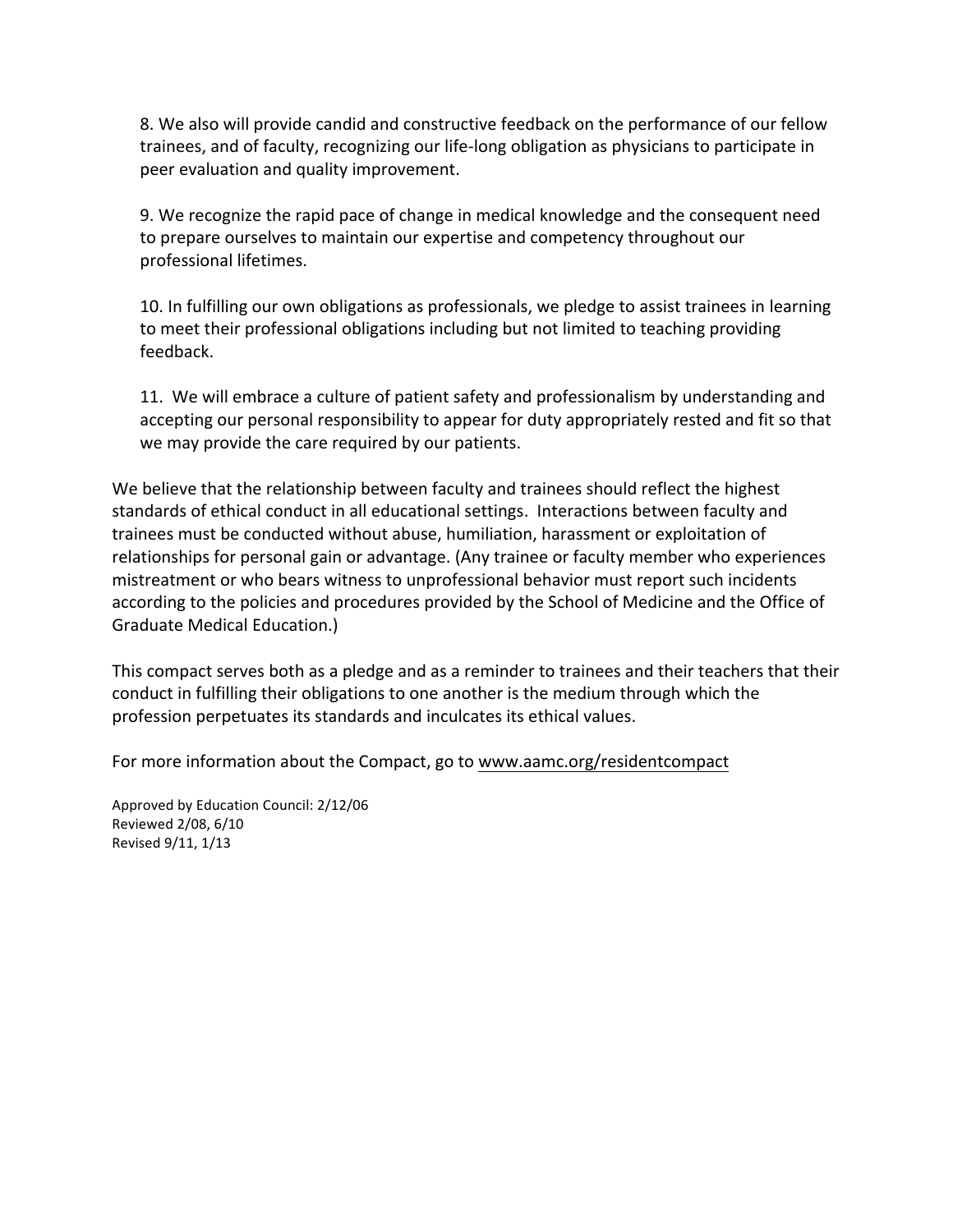8. We also will provide candid and constructive feedback on the performance of our fellow trainees, and of faculty, recognizing our life-long obligation as physicians to participate in peer evaluation and quality improvement.

9. We recognize the rapid pace of change in medical knowledge and the consequent need to prepare ourselves to maintain our expertise and competency throughout our professional lifetimes.

10. In fulfilling our own obligations as professionals, we pledge to assist trainees in learning to meet their professional obligations including but not limited to teaching providing feedback.

11. We will embrace a culture of patient safety and professionalism by understanding and accepting our personal responsibility to appear for duty appropriately rested and fit so that we may provide the care required by our patients.

We believe that the relationship between faculty and trainees should reflect the highest standards of ethical conduct in all educational settings. Interactions between faculty and trainees must be conducted without abuse, humiliation, harassment or exploitation of relationships for personal gain or advantage. (Any trainee or faculty member who experiences mistreatment or who bears witness to unprofessional behavior must report such incidents according to the policies and procedures provided by the School of Medicine and the Office of Graduate Medical Education.)

This compact serves both as a pledge and as a reminder to trainees and their teachers that their conduct in fulfilling their obligations to one another is the medium through which the profession perpetuates its standards and inculcates its ethical values.

For more information about the Compact, go to www.aamc.org/residentcompact

Approved by Education Council: 2/12/06
Reviewed 2/08, 6/10
Revised 9/11, 1/13